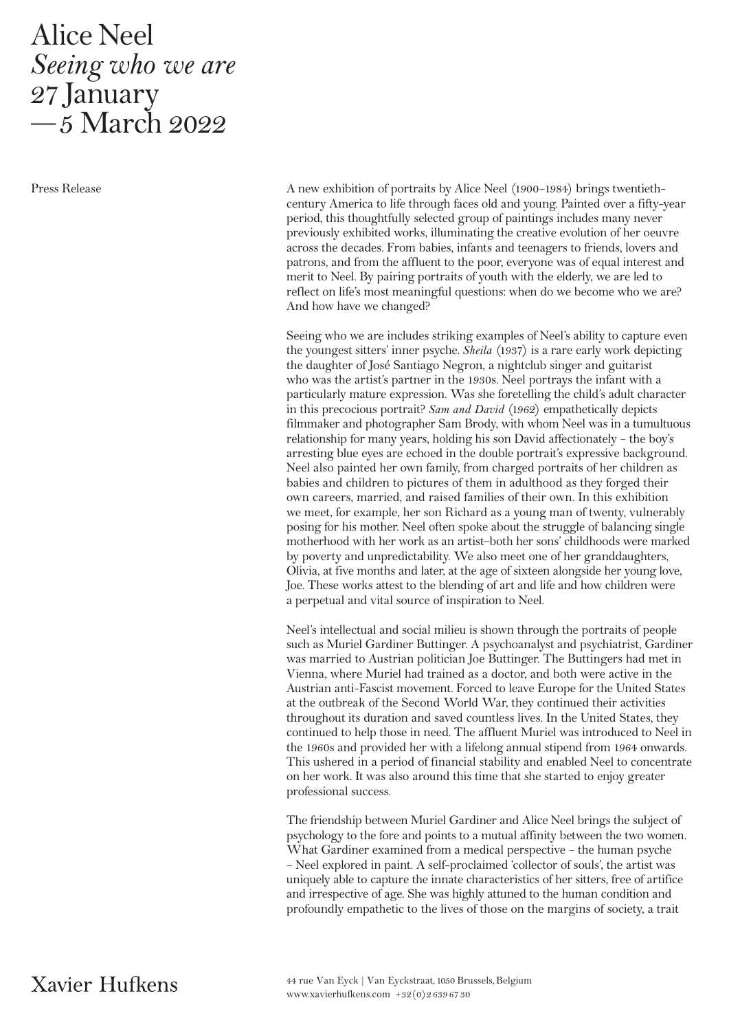# Alice Neel
# *Seeing who we are*
# 27 January — 5 March 2022

Press Release

A new exhibition of portraits by Alice Neel (1900–1984) brings twentieth-century America to life through faces old and young. Painted over a fifty-year period, this thoughtfully selected group of paintings includes many never previously exhibited works, illuminating the creative evolution of her oeuvre across the decades. From babies, infants and teenagers to friends, lovers and patrons, and from the affluent to the poor, everyone was of equal interest and merit to Neel. By pairing portraits of youth with the elderly, we are led to reflect on life's most meaningful questions: when do we become who we are? And how have we changed?

Seeing who we are includes striking examples of Neel's ability to capture even the youngest sitters' inner psyche. *Sheila* (1937) is a rare early work depicting the daughter of José Santiago Negron, a nightclub singer and guitarist who was the artist's partner in the 1930s. Neel portrays the infant with a particularly mature expression. Was she foretelling the child's adult character in this precocious portrait? *Sam and David* (1962) empathetically depicts filmmaker and photographer Sam Brody, with whom Neel was in a tumultuous relationship for many years, holding his son David affectionately – the boy's arresting blue eyes are echoed in the double portrait's expressive background. Neel also painted her own family, from charged portraits of her children as babies and children to pictures of them in adulthood as they forged their own careers, married, and raised families of their own. In this exhibition we meet, for example, her son Richard as a young man of twenty, vulnerably posing for his mother. Neel often spoke about the struggle of balancing single motherhood with her work as an artist–both her sons' childhoods were marked by poverty and unpredictability. We also meet one of her granddaughters, Olivia, at five months and later, at the age of sixteen alongside her young love, Joe. These works attest to the blending of art and life and how children were a perpetual and vital source of inspiration to Neel.

Neel's intellectual and social milieu is shown through the portraits of people such as Muriel Gardiner Buttinger. A psychoanalyst and psychiatrist, Gardiner was married to Austrian politician Joe Buttinger. The Buttingers had met in Vienna, where Muriel had trained as a doctor, and both were active in the Austrian anti-Fascist movement. Forced to leave Europe for the United States at the outbreak of the Second World War, they continued their activities throughout its duration and saved countless lives. In the United States, they continued to help those in need. The affluent Muriel was introduced to Neel in the 1960s and provided her with a lifelong annual stipend from 1964 onwards. This ushered in a period of financial stability and enabled Neel to concentrate on her work. It was also around this time that she started to enjoy greater professional success.

The friendship between Muriel Gardiner and Alice Neel brings the subject of psychology to the fore and points to a mutual affinity between the two women. What Gardiner examined from a medical perspective – the human psyche – Neel explored in paint. A self-proclaimed 'collector of souls', the artist was uniquely able to capture the innate characteristics of her sitters, free of artifice and irrespective of age. She was highly attuned to the human condition and profoundly empathetic to the lives of those on the margins of society, a trait

Xavier Hufkens

44 rue Van Eyck | Van Eyckstraat, 1050 Brussels, Belgium
www.xavierhufkens.com +32 (0)2 639 67 30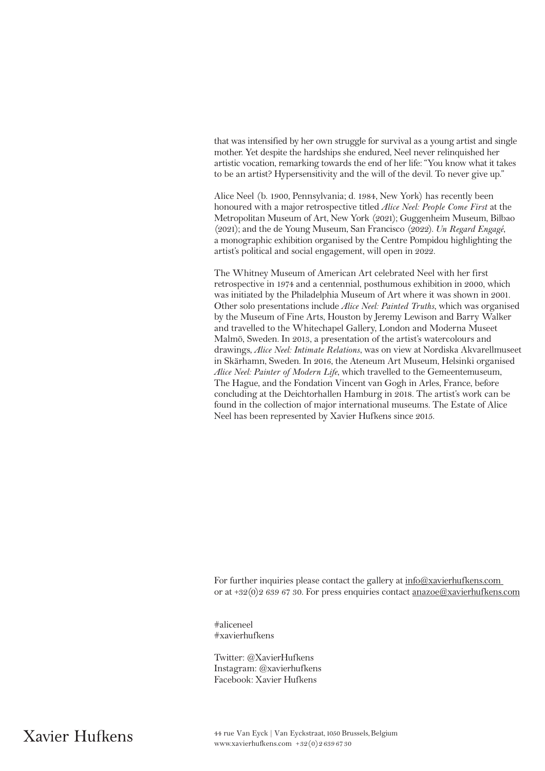that was intensified by her own struggle for survival as a young artist and single mother. Yet despite the hardships she endured, Neel never relinquished her artistic vocation, remarking towards the end of her life: "You know what it takes to be an artist? Hypersensitivity and the will of the devil. To never give up."

Alice Neel (b. 1900, Pennsylvania; d. 1984, New York) has recently been honoured with a major retrospective titled *Alice Neel: People Come First* at the Metropolitan Museum of Art, New York (2021); Guggenheim Museum, Bilbao (2021); and the de Young Museum, San Francisco (2022). *Un Regard Engagé*, a monographic exhibition organised by the Centre Pompidou highlighting the artist's political and social engagement, will open in 2022.

The Whitney Museum of American Art celebrated Neel with her first retrospective in 1974 and a centennial, posthumous exhibition in 2000, which was initiated by the Philadelphia Museum of Art where it was shown in 2001. Other solo presentations include *Alice Neel: Painted Truths*, which was organised by the Museum of Fine Arts, Houston by Jeremy Lewison and Barry Walker and travelled to the Whitechapel Gallery, London and Moderna Museet Malmö, Sweden. In 2013, a presentation of the artist's watercolours and drawings, *Alice Neel: Intimate Relations*, was on view at Nordiska Akvarellmuseet in Skärhamn, Sweden. In 2016, the Ateneum Art Museum, Helsinki organised *Alice Neel: Painter of Modern Life*, which travelled to the Gemeentemuseum, The Hague, and the Fondation Vincent van Gogh in Arles, France, before concluding at the Deichtorhallen Hamburg in 2018. The artist's work can be found in the collection of major international museums. The Estate of Alice Neel has been represented by Xavier Hufkens since 2015.

For further inquiries please contact the gallery at info@xavierhufkens.com or at +32(0)2 639 67 30. For press enquiries contact anazoe@xavierhufkens.com

#aliceneel
#xavierhufkens

Twitter: @XavierHufkens
Instagram: @xavierhufkens
Facebook: Xavier Hufkens

Xavier Hufkens

44 rue Van Eyck | Van Eyckstraat, 1050 Brussels, Belgium
www.xavierhufkens.com +32(0)2 639 67 30